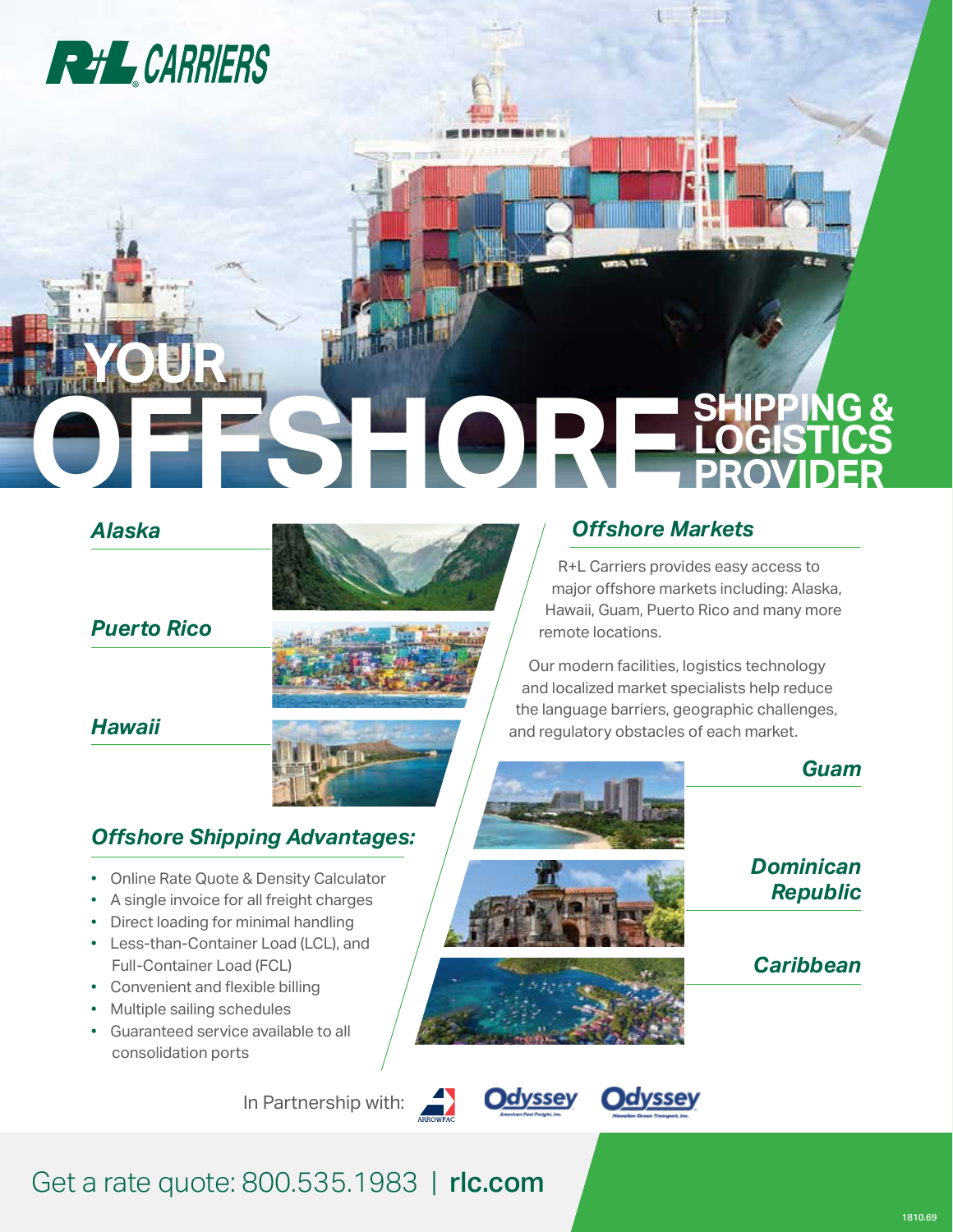R+L CARRIERS

# YOUR OFFSHORE SHIPPING & LOGISTICS PROVIDER

### *Alaska*

### *Puerto Rico*

### *Hawaii*

## *Offshore Markets*

R+L Carriers provides easy access to major offshore markets including: Alaska, Hawaii, Guam, Puerto Rico and many more remote locations.

Our modern facilities, logistics technology and localized market specialists help reduce the language barriers, geographic challenges, and regulatory obstacles of each market.

### *Guam*

### *Dominican Republic*

### *Caribbean*

## *Offshore Shipping Advantages:*

- Online Rate Quote & Density Calculator
- A single invoice for all freight charges
- Direct loading for minimal handling
- Less-than-Container Load (LCL), and Full-Container Load (FCL)
- Convenient and flexible billing
- Multiple sailing schedules
- Guaranteed service available to all consolidation ports

In Partnership with: ARROWPAC, Odyssey American Fast Freight, Inc., Odyssey Hawaiian Ocean Transport, Inc.

Get a rate quote: 800.535.1983 | **rlc.com**

1810.69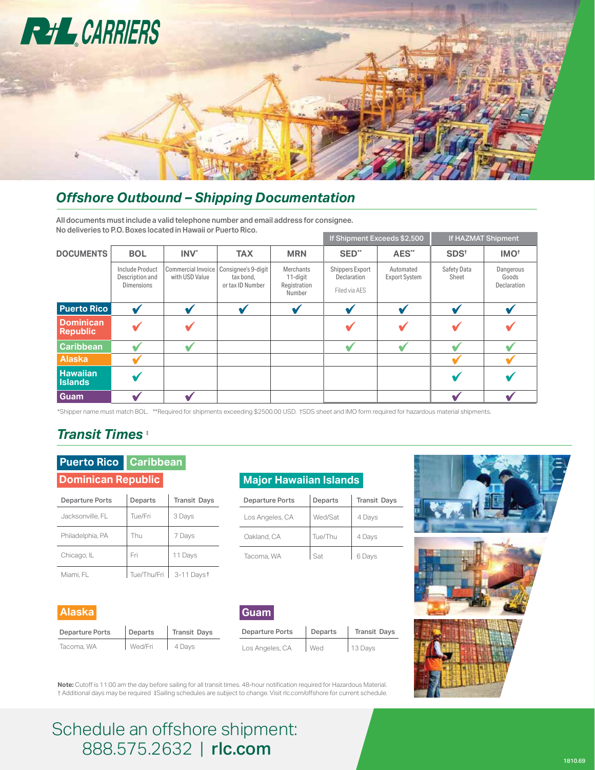R+L CARRIERS

## *Offshore Outbound – Shipping Documentation*

All documents must include a valid telephone number and email address for consignee.
No deliveries to P.O. Boxes located in Hawaii or Puerto Rico.

| | | | | | If Shipment Exceeds $2,500 | | If HAZMAT Shipment | |
|---|---|---|---|---|---|---|---|---|
| **DOCUMENTS** | **BOL** | **INV*** | **TAX** | **MRN** | **SED**** | **AES**** | **SDS†** | **IMO†** |
| | Include Product Description and Dimensions | Commercial Invoice with USD Value | Consignee's 9-digit tax bond, or tax ID Number | Merchants 11-digit Registration Number | Shippers Export Declaration Filed via AES | Automated Export System | Safety Data Sheet | Dangerous Goods Declaration |
| **Puerto Rico** | ✔ | ✔ | ✔ | ✔ | ✔ | ✔ | ✔ | ✔ |
| **Dominican Republic** | ✔ | ✔ | | | ✔ | ✔ | ✔ | ✔ |
| **Caribbean** | ✔ | ✔ | | | ✔ | ✔ | ✔ | ✔ |
| **Alaska** | ✔ | | | | | | ✔ | ✔ |
| **Hawaiian Islands** | ✔ | | | | | | ✔ | ✔ |
| **Guam** | ✔ | ✔ | | | | | ✔ | ✔ |

*Shipper name must match BOL. **Required for shipments exceeding $2500.00 USD. †SDS sheet and IMO form required for hazardous material shipments.

## *Transit Times* ‡

### Puerto Rico / Caribbean / Dominican Republic

| Departure Ports | Departs | Transit Days |
|---|---|---|
| Jacksonville, FL | Tue/Fri | 3 Days |
| Philadelphia, PA | Thu | 7 Days |
| Chicago, IL | Fri | 11 Days |
| Miami, FL | Tue/Thu/Fri | 3-11 Days† |

### Major Hawaiian Islands

| Departure Ports | Departs | Transit Days |
|---|---|---|
| Los Angeles, CA | Wed/Sat | 4 Days |
| Oakland, CA | Tue/Thu | 4 Days |
| Tacoma, WA | Sat | 6 Days |

### Alaska

| Departure Ports | Departs | Transit Days |
|---|---|---|
| Tacoma, WA | Wed/Fri | 4 Days |

### Guam

| Departure Ports | Departs | Transit Days |
|---|---|---|
| Los Angeles, CA | Wed | 13 Days |

**Note:** Cutoff is 11:00 am the day before sailing for all transit times. 48-hour notification required for Hazardous Material.
† Additional days may be required ‡Sailing schedules are subject to change. Visit rlc.com/offshore for current schedule.

Schedule an offshore shipment:
888.575.2632 | **rlc.com**

1810.69